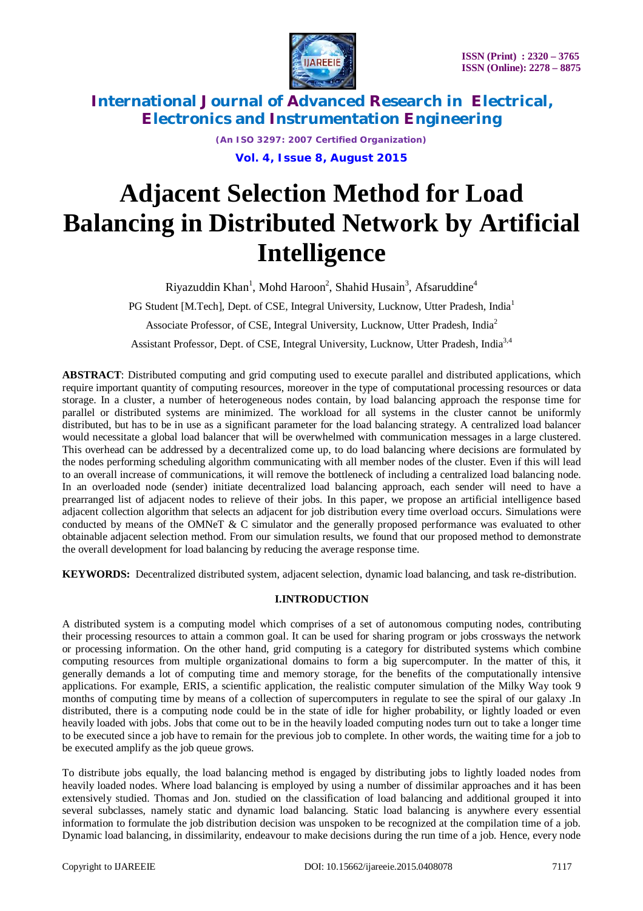# Adjacent Selection Method for Load Balancing in Distributed Network by Artificial Intelligence

Riyazuddin Khan[1], Mohd Haroon[2], Shahid Husain[3], Afsaruddine[4]

PG Student [M.Tech], Dept. of CSE, Integral University, Lucknow, Utter Pradesh, India[1]

Associate Professor, of CSE, Integral University, Lucknow, Utter Pradesh, India[2]

Assistant Professor, Dept. of CSE, Integral University, Lucknow, Utter Pradesh, India[3,4]

**ABSTRACT**: Distributed computing and grid computing used to execute parallel and distributed applications, which require important quantity of computing resources, moreover in the type of computational processing resources or data storage. In a cluster, a number of heterogeneous nodes contain, by load balancing approach the response time for parallel or distributed systems are minimized. The workload for all systems in the cluster cannot be uniformly distributed, but has to be in use as a significant parameter for the load balancing strategy. A centralized load balancer would necessitate a global load balancer that will be overwhelmed with communication messages in a large clustered. This overhead can be addressed by a decentralized come up, to do load balancing where decisions are formulated by the nodes performing scheduling algorithm communicating with all member nodes of the cluster. Even if this will lead to an overall increase of communications, it will remove the bottleneck of including a centralized load balancing node. In an overloaded node (sender) initiate decentralized load balancing approach, each sender will need to have a prearranged list of adjacent nodes to relieve of their jobs. In this paper, we propose an artificial intelligence based adjacent collection algorithm that selects an adjacent for job distribution every time overload occurs. Simulations were conducted by means of the OMNeT & C simulator and the generally proposed performance was evaluated to other obtainable adjacent selection method. From our simulation results, we found that our proposed method to demonstrate the overall development for load balancing by reducing the average response time.

**KEYWORDS:** Decentralized distributed system, adjacent selection, dynamic load balancing, and task re-distribution.

## I.INTRODUCTION

A distributed system is a computing model which comprises of a set of autonomous computing nodes, contributing their processing resources to attain a common goal. It can be used for sharing program or jobs crossways the network or processing information. On the other hand, grid computing is a category for distributed systems which combine computing resources from multiple organizational domains to form a big supercomputer. In the matter of this, it generally demands a lot of computing time and memory storage, for the benefits of the computationally intensive applications. For example, ERIS, a scientific application, the realistic computer simulation of the Milky Way took 9 months of computing time by means of a collection of supercomputers in regulate to see the spiral of our galaxy .In distributed, there is a computing node could be in the state of idle for higher probability, or lightly loaded or even heavily loaded with jobs. Jobs that come out to be in the heavily loaded computing nodes turn out to take a longer time to be executed since a job have to remain for the previous job to complete. In other words, the waiting time for a job to be executed amplify as the job queue grows.

To distribute jobs equally, the load balancing method is engaged by distributing jobs to lightly loaded nodes from heavily loaded nodes. Where load balancing is employed by using a number of dissimilar approaches and it has been extensively studied. Thomas and Jon. studied on the classification of load balancing and additional grouped it into several subclasses, namely static and dynamic load balancing. Static load balancing is anywhere every essential information to formulate the job distribution decision was unspoken to be recognized at the compilation time of a job. Dynamic load balancing, in dissimilarity, endeavour to make decisions during the run time of a job. Hence, every node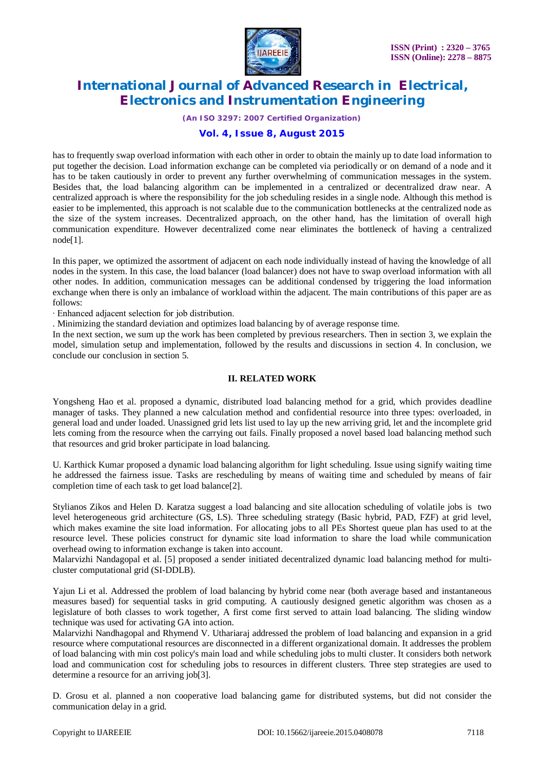has to frequently swap overload information with each other in order to obtain the mainly up to date load information to put together the decision. Load information exchange can be completed via periodically or on demand of a node and it has to be taken cautiously in order to prevent any further overwhelming of communication messages in the system. Besides that, the load balancing algorithm can be implemented in a centralized or decentralized draw near. A centralized approach is where the responsibility for the job scheduling resides in a single node. Although this method is easier to be implemented, this approach is not scalable due to the communication bottlenecks at the centralized node as the size of the system increases. Decentralized approach, on the other hand, has the limitation of overall high communication expenditure. However decentralized come near eliminates the bottleneck of having a centralized node[1].

In this paper, we optimized the assortment of adjacent on each node individually instead of having the knowledge of all nodes in the system. In this case, the load balancer (load balancer) does not have to swap overload information with all other nodes. In addition, communication messages can be additional condensed by triggering the load information exchange when there is only an imbalance of workload within the adjacent. The main contributions of this paper are as follows:

· Enhanced adjacent selection for job distribution.

. Minimizing the standard deviation and optimizes load balancing by of average response time.

In the next section, we sum up the work has been completed by previous researchers. Then in section 3, we explain the model, simulation setup and implementation, followed by the results and discussions in section 4. In conclusion, we conclude our conclusion in section 5.

## II. RELATED WORK

Yongsheng Hao et al. proposed a dynamic, distributed load balancing method for a grid, which provides deadline manager of tasks. They planned a new calculation method and confidential resource into three types: overloaded, in general load and under loaded. Unassigned grid lets list used to lay up the new arriving grid, let and the incomplete grid lets coming from the resource when the carrying out fails. Finally proposed a novel based load balancing method such that resources and grid broker participate in load balancing.

U. Karthick Kumar proposed a dynamic load balancing algorithm for light scheduling. Issue using signify waiting time he addressed the fairness issue. Tasks are rescheduling by means of waiting time and scheduled by means of fair completion time of each task to get load balance[2].

Stylianos Zikos and Helen D. Karatza suggest a load balancing and site allocation scheduling of volatile jobs is two level heterogeneous grid architecture (GS, LS). Three scheduling strategy (Basic hybrid, PAD, FZF) at grid level, which makes examine the site load information. For allocating jobs to all PEs Shortest queue plan has used to at the resource level. These policies construct for dynamic site load information to share the load while communication overhead owing to information exchange is taken into account.

Malarvizhi Nandagopal et al. [5] proposed a sender initiated decentralized dynamic load balancing method for multi-cluster computational grid (SI-DDLB).

Yajun Li et al. Addressed the problem of load balancing by hybrid come near (both average based and instantaneous measures based) for sequential tasks in grid computing. A cautiously designed genetic algorithm was chosen as a legislature of both classes to work together, A first come first served to attain load balancing. The sliding window technique was used for activating GA into action.

Malarvizhi Nandhagopal and Rhymend V. Uthariaraj addressed the problem of load balancing and expansion in a grid resource where computational resources are disconnected in a different organizational domain. It addresses the problem of load balancing with min cost policy's main load and while scheduling jobs to multi cluster. It considers both network load and communication cost for scheduling jobs to resources in different clusters. Three step strategies are used to determine a resource for an arriving job[3].

D. Grosu et al. planned a non cooperative load balancing game for distributed systems, but did not consider the communication delay in a grid.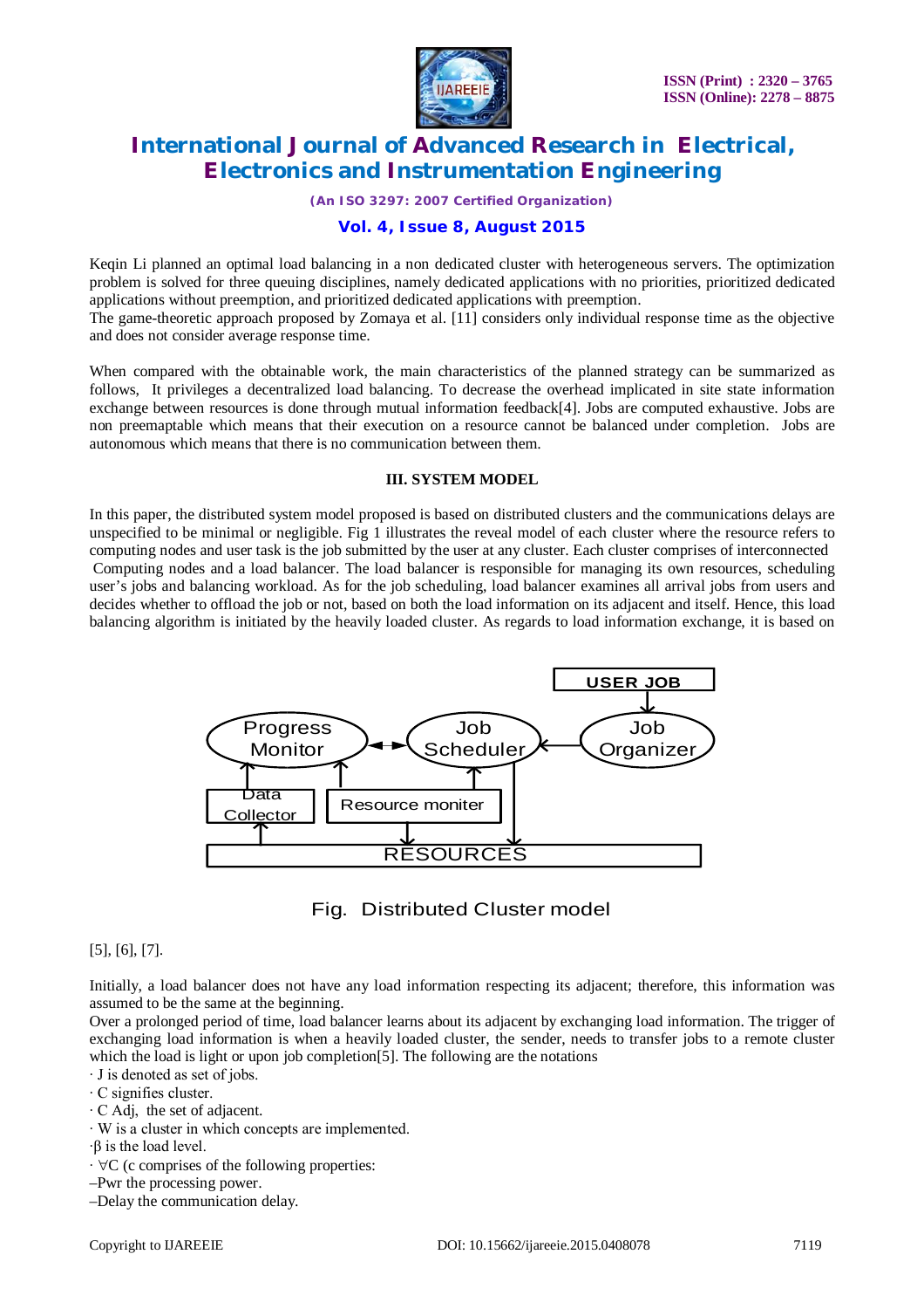Keqin Li planned an optimal load balancing in a non dedicated cluster with heterogeneous servers. The optimization problem is solved for three queuing disciplines, namely dedicated applications with no priorities, prioritized dedicated applications without preemption, and prioritized dedicated applications with preemption.
The game-theoretic approach proposed by Zomaya et al. [11] considers only individual response time as the objective and does not consider average response time.

When compared with the obtainable work, the main characteristics of the planned strategy can be summarized as follows, It privileges a decentralized load balancing. To decrease the overhead implicated in site state information exchange between resources is done through mutual information feedback[4]. Jobs are computed exhaustive. Jobs are non preemaptable which means that their execution on a resource cannot be balanced under completion. Jobs are autonomous which means that there is no communication between them.

## III. SYSTEM MODEL

In this paper, the distributed system model proposed is based on distributed clusters and the communications delays are unspecified to be minimal or negligible. Fig 1 illustrates the reveal model of each cluster where the resource refers to computing nodes and user task is the job submitted by the user at any cluster. Each cluster comprises of interconnected Computing nodes and a load balancer. The load balancer is responsible for managing its own resources, scheduling user's jobs and balancing workload. As for the job scheduling, load balancer examines all arrival jobs from users and decides whether to offload the job or not, based on both the load information on its adjacent and itself. Hence, this load balancing algorithm is initiated by the heavily loaded cluster. As regards to load information exchange, it is based on [5], [6], [7].

Fig. Distributed Cluster model

Initially, a load balancer does not have any load information respecting its adjacent; therefore, this information was assumed to be the same at the beginning.
Over a prolonged period of time, load balancer learns about its adjacent by exchanging load information. The trigger of exchanging load information is when a heavily loaded cluster, the sender, needs to transfer jobs to a remote cluster which the load is light or upon job completion[5]. The following are the notations

- J is denoted as set of jobs.
- C signifies cluster.
- C Adj, the set of adjacent.
- W is a cluster in which concepts are implemented.
- β is the load level.
- ∀C (c comprises of the following properties:

–Pwr the processing power.
–Delay the communication delay.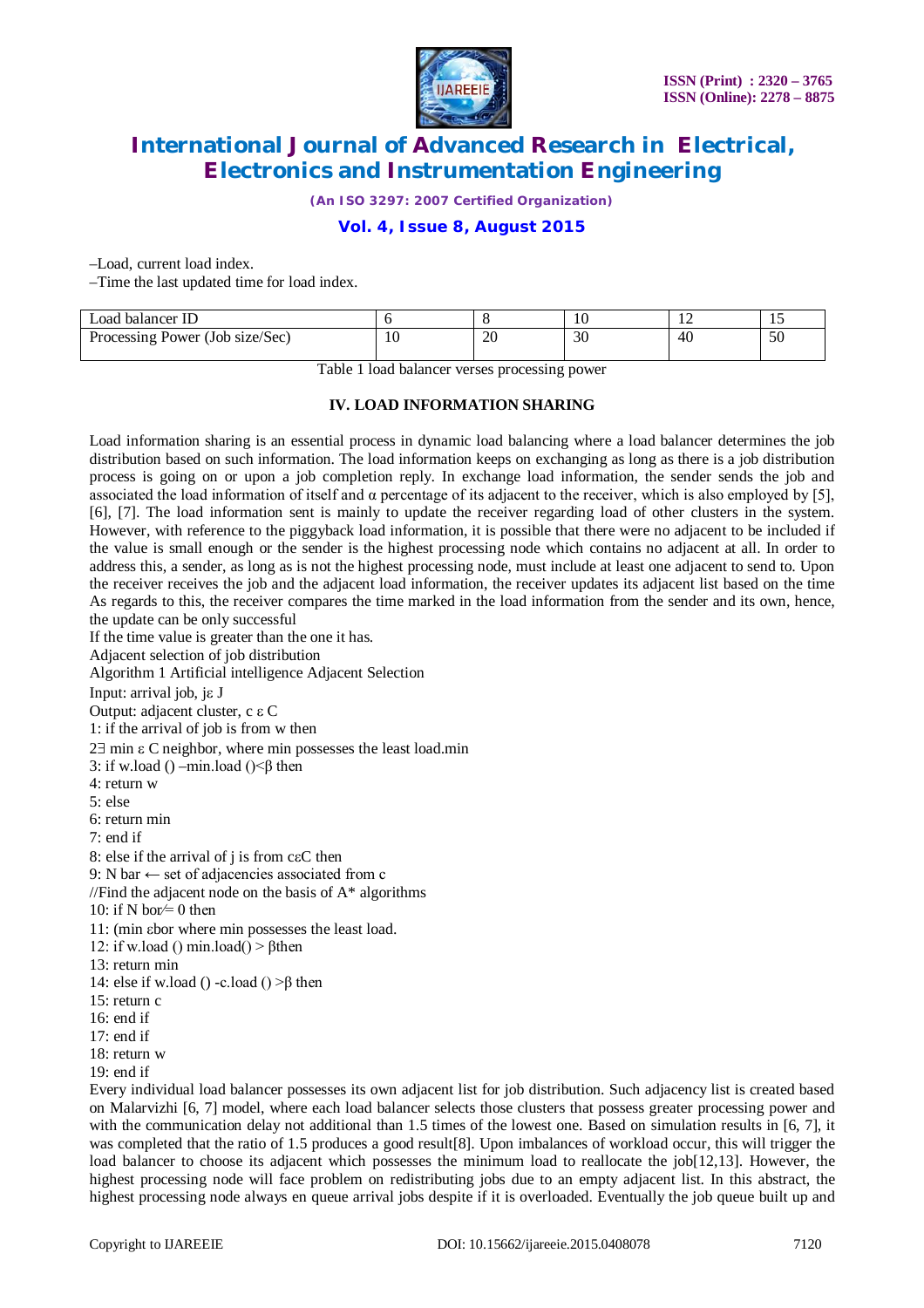–Load, current load index.

–Time the last updated time for load index.

| Load balancer ID | 6 | 8 | 10 | 12 | 15 |
|---|---|---|---|---|---|
| Processing Power (Job size/Sec) | 10 | 20 | 30 | 40 | 50 |

Table 1 load balancer verses processing power

### IV. LOAD INFORMATION SHARING

Load information sharing is an essential process in dynamic load balancing where a load balancer determines the job distribution based on such information. The load information keeps on exchanging as long as there is a job distribution process is going on or upon a job completion reply. In exchange load information, the sender sends the job and associated the load information of itself and α percentage of its adjacent to the receiver, which is also employed by [5], [6], [7]. The load information sent is mainly to update the receiver regarding load of other clusters in the system. However, with reference to the piggyback load information, it is possible that there were no adjacent to be included if the value is small enough or the sender is the highest processing node which contains no adjacent at all. In order to address this, a sender, as long as is not the highest processing node, must include at least one adjacent to send to. Upon the receiver receives the job and the adjacent load information, the receiver updates its adjacent list based on the time As regards to this, the receiver compares the time marked in the load information from the sender and its own, hence, the update can be only successful

If the time value is greater than the one it has.

Adjacent selection of job distribution

Algorithm 1 Artificial intelligence Adjacent Selection

Input: arrival job, jε J

Output: adjacent cluster, c ε C

1: if the arrival of job is from w then

2∃ min ε C neighbor, where min possesses the least load.min

3: if w.load () –min.load ()<β then

4: return w

5: else

6: return min

7: end if

8: else if the arrival of j is from cεC then

9: N bar ← set of adjacencies associated from c

//Find the adjacent node on the basis of A* algorithms

10: if N bor≠ 0 then

11: (min εbor where min possesses the least load.

12: if w.load () min.load() > βthen

13: return min

14: else if w.load () -c.load () >β then

15: return c

16: end if

17: end if

18: return w

19: end if

Every individual load balancer possesses its own adjacent list for job distribution. Such adjacency list is created based on Malarvizhi [6, 7] model, where each load balancer selects those clusters that possess greater processing power and with the communication delay not additional than 1.5 times of the lowest one. Based on simulation results in [6, 7], it was completed that the ratio of 1.5 produces a good result[8]. Upon imbalances of workload occur, this will trigger the load balancer to choose its adjacent which possesses the minimum load to reallocate the job[12,13]. However, the highest processing node will face problem on redistributing jobs due to an empty adjacent list. In this abstract, the highest processing node always en queue arrival jobs despite if it is overloaded. Eventually the job queue built up and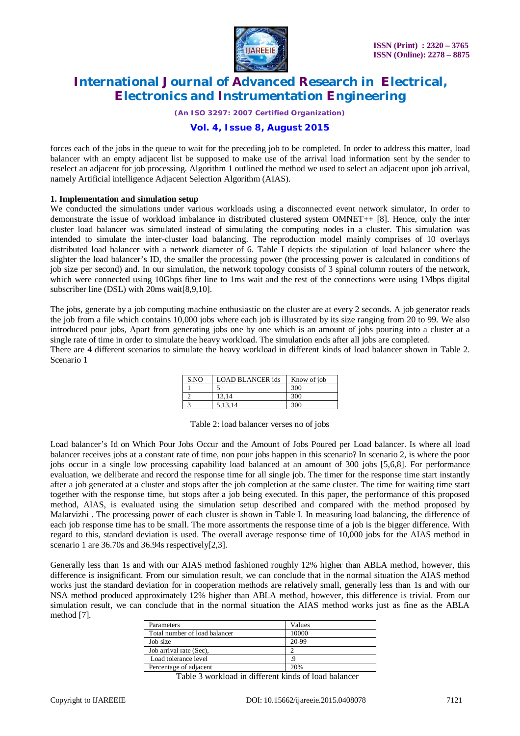forces each of the jobs in the queue to wait for the preceding job to be completed. In order to address this matter, load balancer with an empty adjacent list be supposed to make use of the arrival load information sent by the sender to reselect an adjacent for job processing. Algorithm 1 outlined the method we used to select an adjacent upon job arrival, namely Artificial intelligence Adjacent Selection Algorithm (AIAS).

**1. Implementation and simulation setup**

We conducted the simulations under various workloads using a disconnected event network simulator, In order to demonstrate the issue of workload imbalance in distributed clustered system OMNET++ [8]. Hence, only the inter cluster load balancer was simulated instead of simulating the computing nodes in a cluster. This simulation was intended to simulate the inter-cluster load balancing. The reproduction model mainly comprises of 10 overlays distributed load balancer with a network diameter of 6. Table I depicts the stipulation of load balancer where the slighter the load balancer's ID, the smaller the processing power (the processing power is calculated in conditions of job size per second) and. In our simulation, the network topology consists of 3 spinal column routers of the network, which were connected using 10Gbps fiber line to 1ms wait and the rest of the connections were using 1Mbps digital subscriber line (DSL) with 20ms wait[8,9,10].

The jobs, generate by a job computing machine enthusiastic on the cluster are at every 2 seconds. A job generator reads the job from a file which contains 10,000 jobs where each job is illustrated by its size ranging from 20 to 99. We also introduced pour jobs, Apart from generating jobs one by one which is an amount of jobs pouring into a cluster at a single rate of time in order to simulate the heavy workload. The simulation ends after all jobs are completed.
There are 4 different scenarios to simulate the heavy workload in different kinds of load balancer shown in Table 2. Scenario 1

| S.NO | LOAD BLANCER ids | Know of job |
|---|---|---|
| 1 | 5 | 300 |
| 2 | 13,14 | 300 |
| 3 | 5,13,14 | 300 |

Table 2: load balancer verses no of jobs

Load balancer's Id on Which Pour Jobs Occur and the Amount of Jobs Poured per Load balancer. Is where all load balancer receives jobs at a constant rate of time, non pour jobs happen in this scenario? In scenario 2, is where the poor jobs occur in a single low processing capability load balanced at an amount of 300 jobs [5,6,8]. For performance evaluation, we deliberate and record the response time for all single job. The timer for the response time start instantly after a job generated at a cluster and stops after the job completion at the same cluster. The time for waiting time start together with the response time, but stops after a job being executed. In this paper, the performance of this proposed method, AIAS, is evaluated using the simulation setup described and compared with the method proposed by Malarvizhi . The processing power of each cluster is shown in Table I. In measuring load balancing, the difference of each job response time has to be small. The more assortments the response time of a job is the bigger difference. With regard to this, standard deviation is used. The overall average response time of 10,000 jobs for the AIAS method in scenario 1 are 36.70s and 36.94s respectively[2,3].

Generally less than 1s and with our AIAS method fashioned roughly 12% higher than ABLA method, however, this difference is insignificant. From our simulation result, we can conclude that in the normal situation the AIAS method works just the standard deviation for in cooperation methods are relatively small, generally less than 1s and with our NSA method produced approximately 12% higher than ABLA method, however, this difference is trivial. From our simulation result, we can conclude that in the normal situation the AIAS method works just as fine as the ABLA method [7].

| Parameters | Values |
|---|---|
| Total number of load balancer | 10000 |
| Job size | 20-99 |
| Job arrival rate (Sec), | 2 |
| Load tolerance level | .9 |
| Percentage of adjacent | 20% |

Table 3 workload in different kinds of load balancer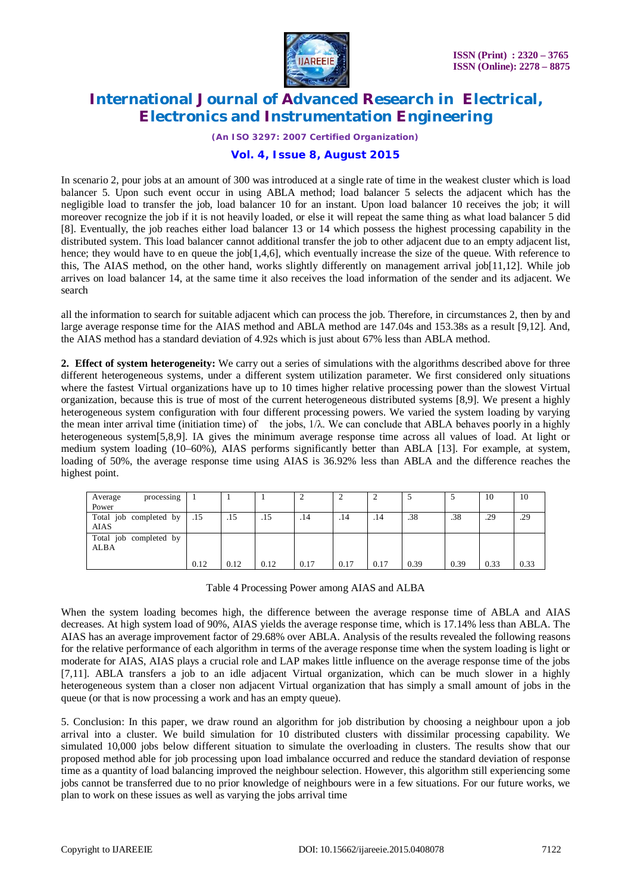In scenario 2, pour jobs at an amount of 300 was introduced at a single rate of time in the weakest cluster which is load balancer 5. Upon such event occur in using ABLA method; load balancer 5 selects the adjacent which has the negligible load to transfer the job, load balancer 10 for an instant. Upon load balancer 10 receives the job; it will moreover recognize the job if it is not heavily loaded, or else it will repeat the same thing as what load balancer 5 did [8]. Eventually, the job reaches either load balancer 13 or 14 which possess the highest processing capability in the distributed system. This load balancer cannot additional transfer the job to other adjacent due to an empty adjacent list, hence; they would have to en queue the job[1,4,6], which eventually increase the size of the queue. With reference to this, The AIAS method, on the other hand, works slightly differently on management arrival job[11,12]. While job arrives on load balancer 14, at the same time it also receives the load information of the sender and its adjacent. We search

all the information to search for suitable adjacent which can process the job. Therefore, in circumstances 2, then by and large average response time for the AIAS method and ABLA method are 147.04s and 153.38s as a result [9,12]. And, the AIAS method has a standard deviation of 4.92s which is just about 67% less than ABLA method.

**2. Effect of system heterogeneity:** We carry out a series of simulations with the algorithms described above for three different heterogeneous systems, under a different system utilization parameter. We first considered only situations where the fastest Virtual organizations have up to 10 times higher relative processing power than the slowest Virtual organization, because this is true of most of the current heterogeneous distributed systems [8,9]. We present a highly heterogeneous system configuration with four different processing powers. We varied the system loading by varying the mean inter arrival time (initiation time) of the jobs, $1/\lambda$. We can conclude that ABLA behaves poorly in a highly heterogeneous system[5,8,9]. IA gives the minimum average response time across all values of load. At light or medium system loading (10–60%), AIAS performs significantly better than ABLA [13]. For example, at system, loading of 50%, the average response time using AIAS is 36.92% less than ABLA and the difference reaches the highest point.

| Average processing Power | 1 | 1 | 1 | 2 | 2 | 2 | 5 | 5 | 10 | 10 |
|---|---|---|---|---|---|---|---|---|---|---|
| Total job completed by AIAS | .15 | .15 | .15 | .14 | .14 | .14 | .38 | .38 | .29 | .29 |
| Total job completed by ALBA | 0.12 | 0.12 | 0.12 | 0.17 | 0.17 | 0.17 | 0.39 | 0.39 | 0.33 | 0.33 |

Table 4 Processing Power among AIAS and ALBA

When the system loading becomes high, the difference between the average response time of ABLA and AIAS decreases. At high system load of 90%, AIAS yields the average response time, which is 17.14% less than ABLA. The AIAS has an average improvement factor of 29.68% over ABLA. Analysis of the results revealed the following reasons for the relative performance of each algorithm in terms of the average response time when the system loading is light or moderate for AIAS, AIAS plays a crucial role and LAP makes little influence on the average response time of the jobs [7,11]. ABLA transfers a job to an idle adjacent Virtual organization, which can be much slower in a highly heterogeneous system than a closer non adjacent Virtual organization that has simply a small amount of jobs in the queue (or that is now processing a work and has an empty queue).

5. Conclusion: In this paper, we draw round an algorithm for job distribution by choosing a neighbour upon a job arrival into a cluster. We build simulation for 10 distributed clusters with dissimilar processing capability. We simulated 10,000 jobs below different situation to simulate the overloading in clusters. The results show that our proposed method able for job processing upon load imbalance occurred and reduce the standard deviation of response time as a quantity of load balancing improved the neighbour selection. However, this algorithm still experiencing some jobs cannot be transferred due to no prior knowledge of neighbours were in a few situations. For our future works, we plan to work on these issues as well as varying the jobs arrival time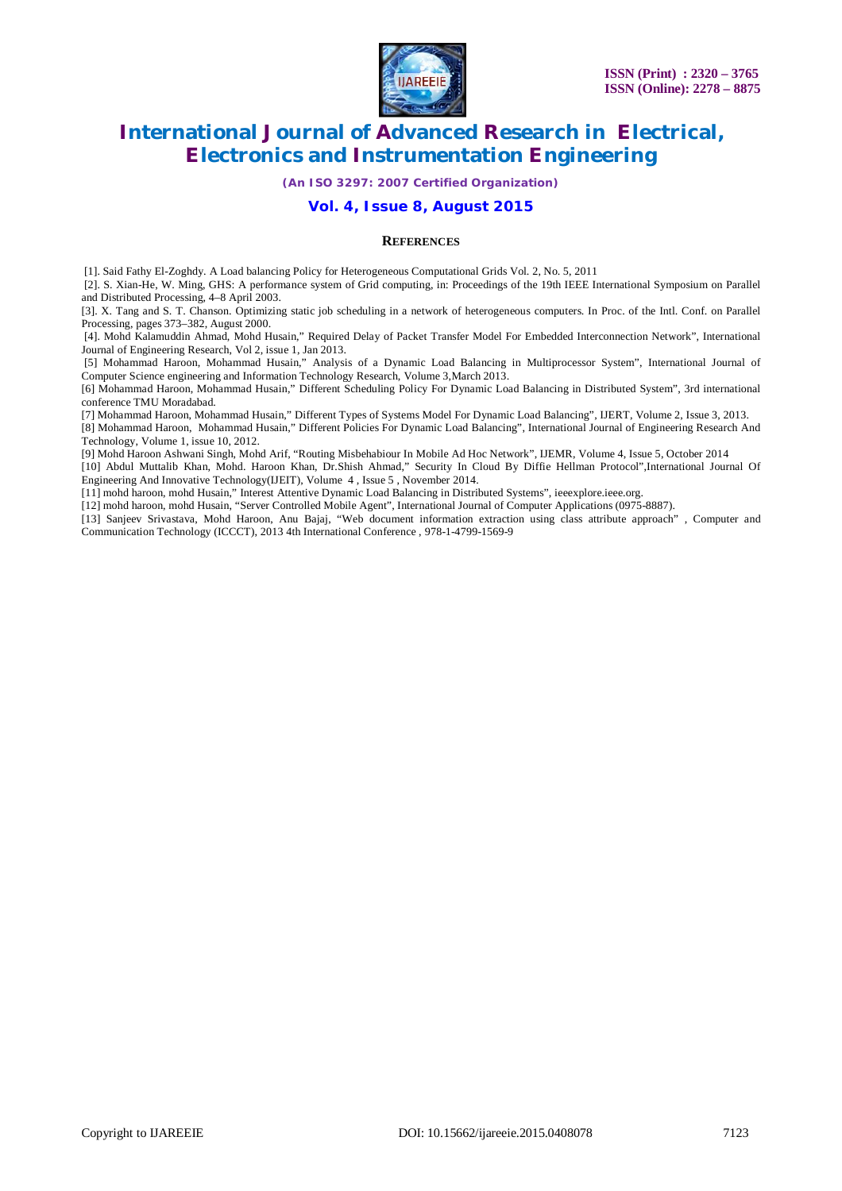## REFERENCES

[1]. Said Fathy El-Zoghdy. A Load balancing Policy for Heterogeneous Computational Grids Vol. 2, No. 5, 2011

[2]. S. Xian-He, W. Ming, GHS: A performance system of Grid computing, in: Proceedings of the 19th IEEE International Symposium on Parallel and Distributed Processing, 4–8 April 2003.

[3]. X. Tang and S. T. Chanson. Optimizing static job scheduling in a network of heterogeneous computers. In Proc. of the Intl. Conf. on Parallel Processing, pages 373–382, August 2000.

[4]. Mohd Kalamuddin Ahmad, Mohd Husain," Required Delay of Packet Transfer Model For Embedded Interconnection Network", International Journal of Engineering Research, Vol 2, issue 1, Jan 2013.

[5] Mohammad Haroon, Mohammad Husain," Analysis of a Dynamic Load Balancing in Multiprocessor System", International Journal of Computer Science engineering and Information Technology Research, Volume 3,March 2013.

[6] Mohammad Haroon, Mohammad Husain," Different Scheduling Policy For Dynamic Load Balancing in Distributed System", 3rd international conference TMU Moradabad.

[7] Mohammad Haroon, Mohammad Husain," Different Types of Systems Model For Dynamic Load Balancing", IJERT, Volume 2, Issue 3, 2013.

[8] Mohammad Haroon, Mohammad Husain," Different Policies For Dynamic Load Balancing", International Journal of Engineering Research And Technology, Volume 1, issue 10, 2012.

[9] Mohd Haroon Ashwani Singh, Mohd Arif, "Routing Misbehabiour In Mobile Ad Hoc Network", IJEMR, Volume 4, Issue 5, October 2014

[10] Abdul Muttalib Khan, Mohd. Haroon Khan, Dr.Shish Ahmad," Security In Cloud By Diffie Hellman Protocol",International Journal Of Engineering And Innovative Technology(IJEIT), Volume 4 , Issue 5 , November 2014.

[11] mohd haroon, mohd Husain," Interest Attentive Dynamic Load Balancing in Distributed Systems", ieeexplore.ieee.org.

[12] mohd haroon, mohd Husain, "Server Controlled Mobile Agent", International Journal of Computer Applications (0975-8887).

[13] Sanjeev Srivastava, Mohd Haroon, Anu Bajaj, "Web document information extraction using class attribute approach" , Computer and Communication Technology (ICCCT), 2013 4th International Conference , 978-1-4799-1569-9